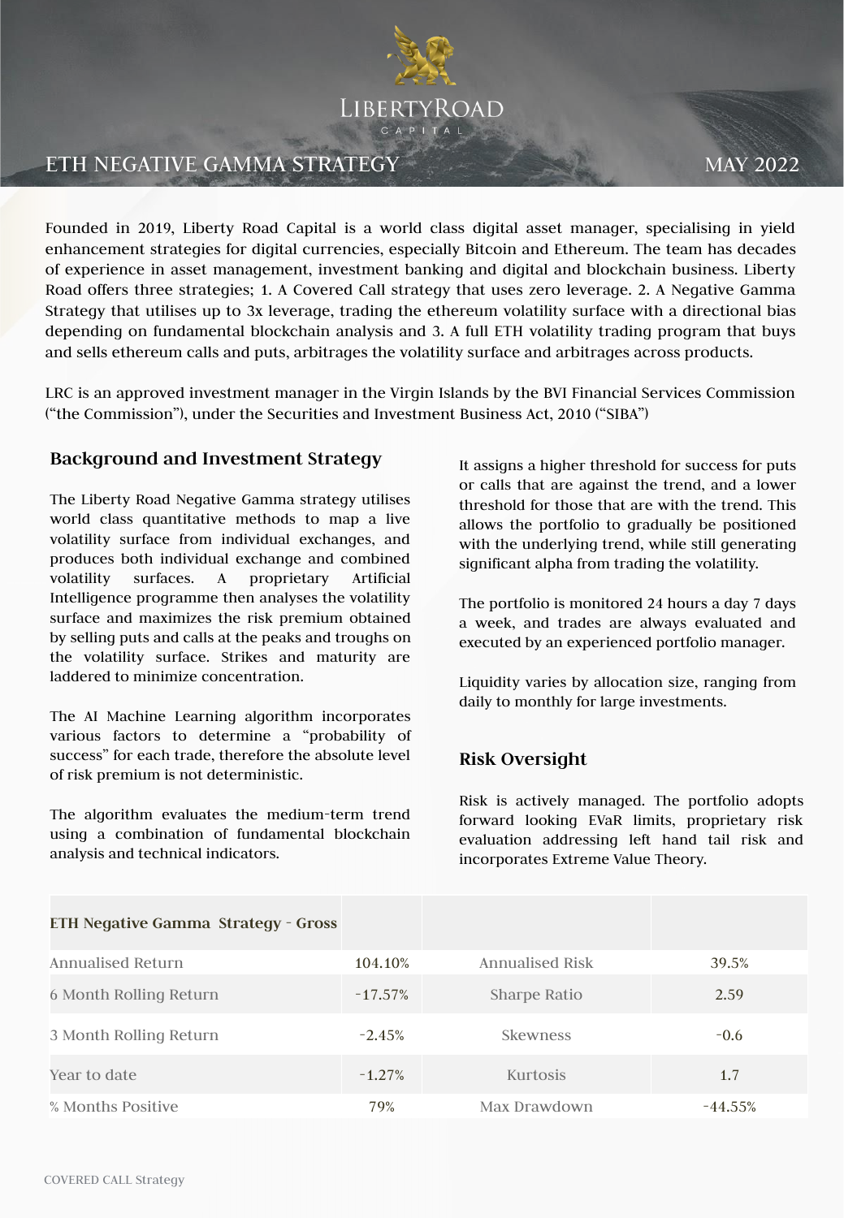LIBERTYROAD
CAPITAL

# ETH NEGATIVE GAMMA STRATEGY

MAY 2022

Founded in 2019, Liberty Road Capital is a world class digital asset manager, specialising in yield enhancement strategies for digital currencies, especially Bitcoin and Ethereum. The team has decades of experience in asset management, investment banking and digital and blockchain business. Liberty Road offers three strategies; 1. A Covered Call strategy that uses zero leverage. 2. A Negative Gamma Strategy that utilises up to 3x leverage, trading the ethereum volatility surface with a directional bias depending on fundamental blockchain analysis and 3. A full ETH volatility trading program that buys and sells ethereum calls and puts, arbitrages the volatility surface and arbitrages across products.

LRC is an approved investment manager in the Virgin Islands by the BVI Financial Services Commission (“the Commission”), under the Securities and Investment Business Act, 2010 (“SIBA”)

## Background and Investment Strategy

The Liberty Road Negative Gamma strategy utilises world class quantitative methods to map a live volatility surface from individual exchanges, and produces both individual exchange and combined volatility surfaces. A proprietary Artificial Intelligence programme then analyses the volatility surface and maximizes the risk premium obtained by selling puts and calls at the peaks and troughs on the volatility surface. Strikes and maturity are laddered to minimize concentration.

The AI Machine Learning algorithm incorporates various factors to determine a “probability of success” for each trade, therefore the absolute level of risk premium is not deterministic.

The algorithm evaluates the medium-term trend using a combination of fundamental blockchain analysis and technical indicators.

It assigns a higher threshold for success for puts or calls that are against the trend, and a lower threshold for those that are with the trend. This allows the portfolio to gradually be positioned with the underlying trend, while still generating significant alpha from trading the volatility.

The portfolio is monitored 24 hours a day 7 days a week, and trades are always evaluated and executed by an experienced portfolio manager.

Liquidity varies by allocation size, ranging from daily to monthly for large investments.

## Risk Oversight

Risk is actively managed. The portfolio adopts forward looking EVaR limits, proprietary risk evaluation addressing left hand tail risk and incorporates Extreme Value Theory.

| **ETH Negative Gamma Strategy - Gross** | | | |
|---|---|---|---|
| Annualised Return | 104.10% | Annualised Risk | 39.5% |
| 6 Month Rolling Return | -17.57% | Sharpe Ratio | 2.59 |
| 3 Month Rolling Return | -2.45% | Skewness | -0.6 |
| Year to date | -1.27% | Kurtosis | 1.7 |
| % Months Positive | 79% | Max Drawdown | -44.55% |

COVERED CALL Strategy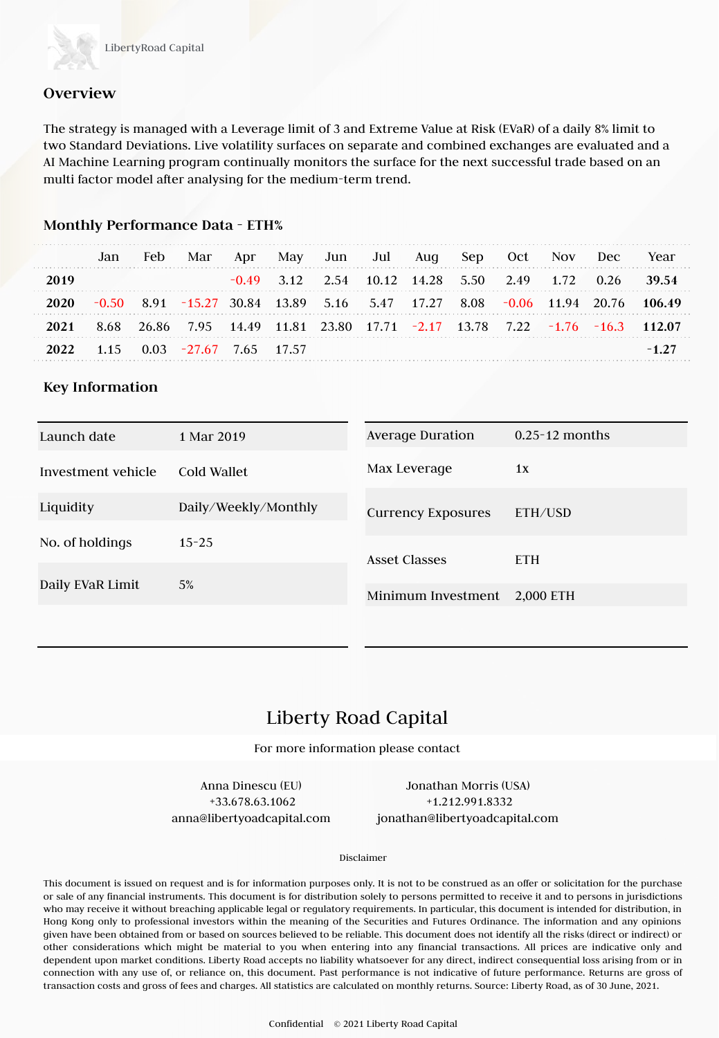LibertyRoad Capital

## Overview

The strategy is managed with a Leverage limit of 3 and Extreme Value at Risk (EVaR) of a daily 8% limit to two Standard Deviations. Live volatility surfaces on separate and combined exchanges are evaluated and a AI Machine Learning program continually monitors the surface for the next successful trade based on an multi factor model after analysing for the medium-term trend.

## Monthly Performance Data - ETH%

| | Jan | Feb | Mar | Apr | May | Jun | Jul | Aug | Sep | Oct | Nov | Dec | Year |
|---|---|---|---|---|---|---|---|---|---|---|---|---|---|
| **2019** | | | | -0.49 | 3.12 | 2.54 | 10.12 | 14.28 | 5.50 | 2.49 | 1.72 | 0.26 | **39.54** |
| **2020** | -0.50 | 8.91 | -15.27 | 30.84 | 13.89 | 5.16 | 5.47 | 17.27 | 8.08 | -0.06 | 11.94 | 20.76 | **106.49** |
| **2021** | 8.68 | 26.86 | 7.95 | 14.49 | 11.81 | 23.80 | 17.71 | -2.17 | 13.78 | 7.22 | -1.76 | -16.3 | **112.07** |
| **2022** | 1.15 | 0.03 | -27.67 | 7.65 | 17.57 | | | | | | | | **-1.27** |

## Key Information

| | |
|---|---|
| Launch date | 1 Mar 2019 |
| Investment vehicle | Cold Wallet |
| Liquidity | Daily/Weekly/Monthly |
| No. of holdings | 15-25 |
| Daily EVaR Limit | 5% |

| | |
|---|---|
| Average Duration | 0.25-12 months |
| Max Leverage | 1x |
| Currency Exposures | ETH/USD |
| Asset Classes | ETH |
| Minimum Investment | 2,000 ETH |

## Liberty Road Capital

For more information please contact

Anna Dinescu (EU)
+33.678.63.1062
anna@libertyoadcapital.com

Jonathan Morris (USA)
+1.212.991.8332
jonathan@libertyoadcapital.com

Disclaimer

This document is issued on request and is for information purposes only. It is not to be construed as an offer or solicitation for the purchase or sale of any financial instruments. This document is for distribution solely to persons permitted to receive it and to persons in jurisdictions who may receive it without breaching applicable legal or regulatory requirements. In particular, this document is intended for distribution, in Hong Kong only to professional investors within the meaning of the Securities and Futures Ordinance. The information and any opinions given have been obtained from or based on sources believed to be reliable. This document does not identify all the risks (direct or indirect) or other considerations which might be material to you when entering into any financial transactions. All prices are indicative only and dependent upon market conditions. Liberty Road accepts no liability whatsoever for any direct, indirect consequential loss arising from or in connection with any use of, or reliance on, this document. Past performance is not indicative of future performance. Returns are gross of transaction costs and gross of fees and charges. All statistics are calculated on monthly returns. Source: Liberty Road, as of 30 June, 2021.

Confidential © 2021 Liberty Road Capital